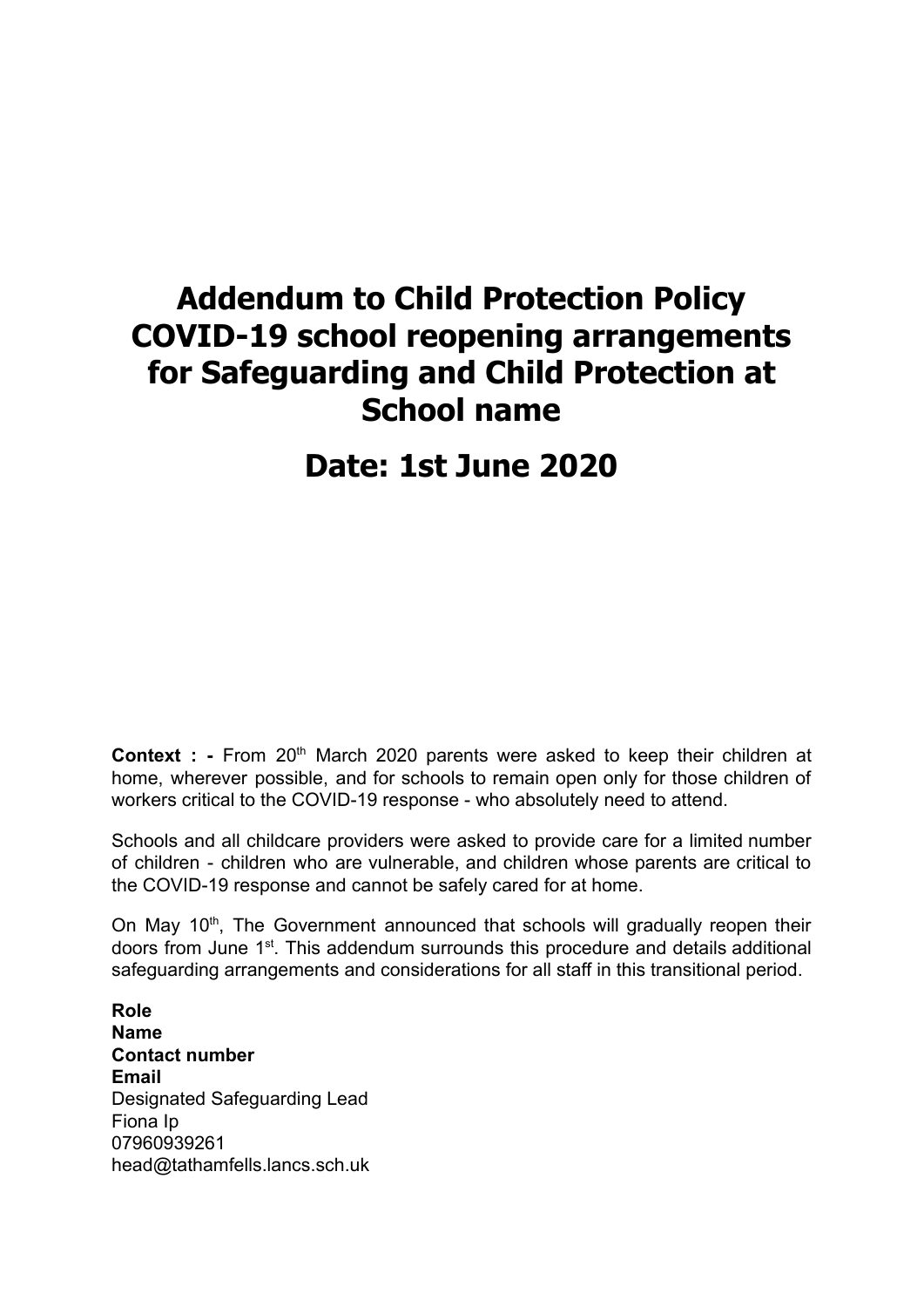# Addendum to Child Protection Policy COVID-19 school reopening arrangements for Safeguarding and Child Protection at School name

## Date: 1st June 2020

**Context : -** From 20th March 2020 parents were asked to keep their children at home, wherever possible, and for schools to remain open only for those children of workers critical to the COVID-19 response - who absolutely need to attend.

Schools and all childcare providers were asked to provide care for a limited number of children - children who are vulnerable, and children whose parents are critical to the COVID-19 response and cannot be safely cared for at home.

On May 10th, The Government announced that schools will gradually reopen their doors from June 1st. This addendum surrounds this procedure and details additional safeguarding arrangements and considerations for all staff in this transitional period.

| Role | Name | Contact number | Email |
| --- | --- | --- | --- |
| Designated Safeguarding Lead | Fiona Ip | 07960939261 | head@tathamfells.lancs.sch.uk |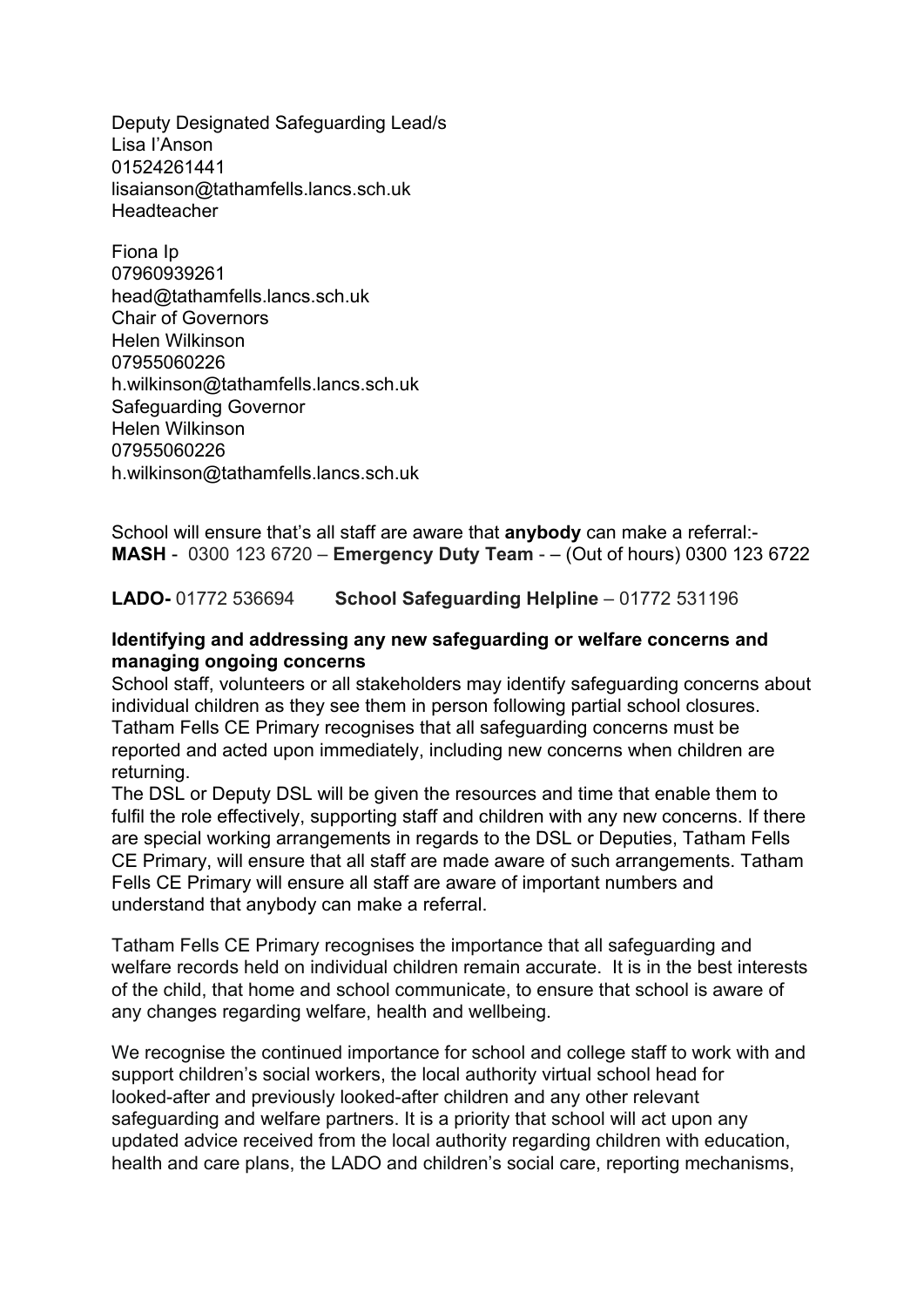Deputy Designated Safeguarding Lead/s
Lisa I'Anson
01524261441
lisaianson@tathamfells.lancs.sch.uk
Headteacher

Fiona Ip
07960939261
head@tathamfells.lancs.sch.uk
Chair of Governors
Helen Wilkinson
07955060226
h.wilkinson@tathamfells.lancs.sch.uk
Safeguarding Governor
Helen Wilkinson
07955060226
h.wilkinson@tathamfells.lancs.sch.uk

School will ensure that's all staff are aware that **anybody** can make a referral:-
**MASH** - 0300 123 6720 – **Emergency Duty Team** - – (Out of hours) 0300 123 6722

**LADO-** 01772 536694 **School Safeguarding Helpline** – 01772 531196

**Identifying and addressing any new safeguarding or welfare concerns and managing ongoing concerns**

School staff, volunteers or all stakeholders may identify safeguarding concerns about individual children as they see them in person following partial school closures. Tatham Fells CE Primary recognises that all safeguarding concerns must be reported and acted upon immediately, including new concerns when children are returning.
The DSL or Deputy DSL will be given the resources and time that enable them to fulfil the role effectively, supporting staff and children with any new concerns. If there are special working arrangements in regards to the DSL or Deputies, Tatham Fells CE Primary, will ensure that all staff are made aware of such arrangements. Tatham Fells CE Primary will ensure all staff are aware of important numbers and understand that anybody can make a referral.

Tatham Fells CE Primary recognises the importance that all safeguarding and welfare records held on individual children remain accurate. It is in the best interests of the child, that home and school communicate, to ensure that school is aware of any changes regarding welfare, health and wellbeing.

We recognise the continued importance for school and college staff to work with and support children's social workers, the local authority virtual school head for looked-after and previously looked-after children and any other relevant safeguarding and welfare partners. It is a priority that school will act upon any updated advice received from the local authority regarding children with education, health and care plans, the LADO and children's social care, reporting mechanisms,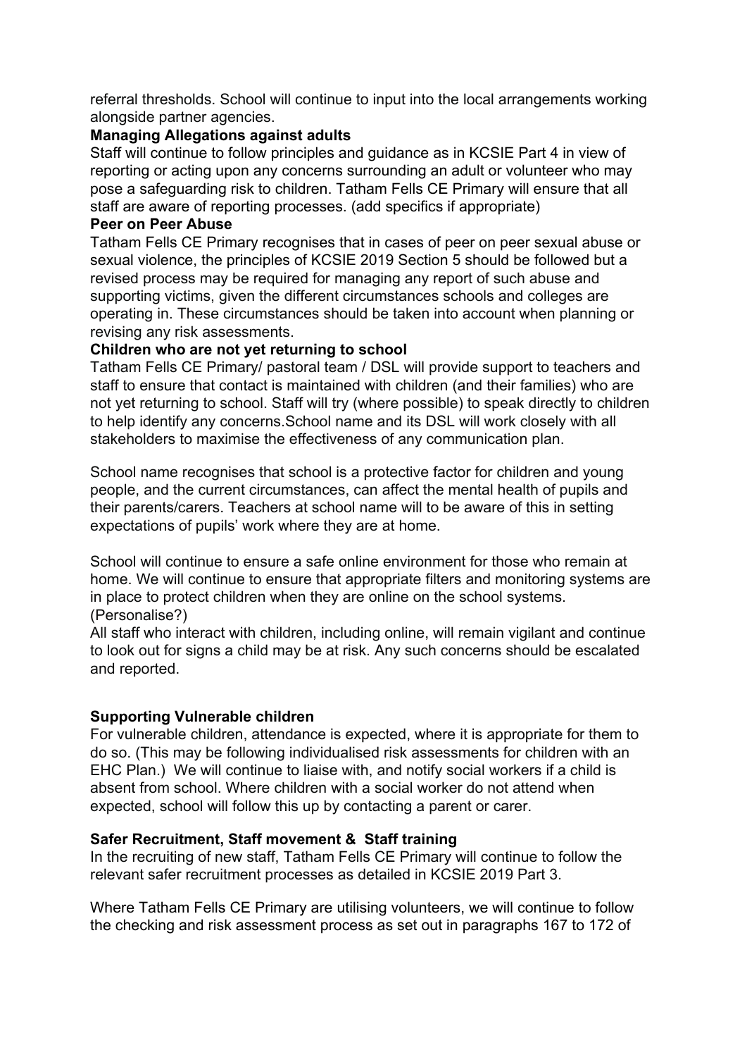referral thresholds. School will continue to input into the local arrangements working alongside partner agencies.

**Managing Allegations against adults**

Staff will continue to follow principles and guidance as in KCSIE Part 4 in view of reporting or acting upon any concerns surrounding an adult or volunteer who may pose a safeguarding risk to children. Tatham Fells CE Primary will ensure that all staff are aware of reporting processes. (add specifics if appropriate)

**Peer on Peer Abuse**

Tatham Fells CE Primary recognises that in cases of peer on peer sexual abuse or sexual violence, the principles of KCSIE 2019 Section 5 should be followed but a revised process may be required for managing any report of such abuse and supporting victims, given the different circumstances schools and colleges are operating in. These circumstances should be taken into account when planning or revising any risk assessments.

**Children who are not yet returning to school**

Tatham Fells CE Primary/ pastoral team / DSL will provide support to teachers and staff to ensure that contact is maintained with children (and their families) who are not yet returning to school. Staff will try (where possible) to speak directly to children to help identify any concerns.School name and its DSL will work closely with all stakeholders to maximise the effectiveness of any communication plan.

School name recognises that school is a protective factor for children and young people, and the current circumstances, can affect the mental health of pupils and their parents/carers. Teachers at school name will to be aware of this in setting expectations of pupils' work where they are at home.

School will continue to ensure a safe online environment for those who remain at home. We will continue to ensure that appropriate filters and monitoring systems are in place to protect children when they are online on the school systems. (Personalise?)

All staff who interact with children, including online, will remain vigilant and continue to look out for signs a child may be at risk. Any such concerns should be escalated and reported.

**Supporting Vulnerable children**

For vulnerable children, attendance is expected, where it is appropriate for them to do so. (This may be following individualised risk assessments for children with an EHC Plan.) We will continue to liaise with, and notify social workers if a child is absent from school. Where children with a social worker do not attend when expected, school will follow this up by contacting a parent or carer.

**Safer Recruitment, Staff movement & Staff training**

In the recruiting of new staff, Tatham Fells CE Primary will continue to follow the relevant safer recruitment processes as detailed in KCSIE 2019 Part 3.

Where Tatham Fells CE Primary are utilising volunteers, we will continue to follow the checking and risk assessment process as set out in paragraphs 167 to 172 of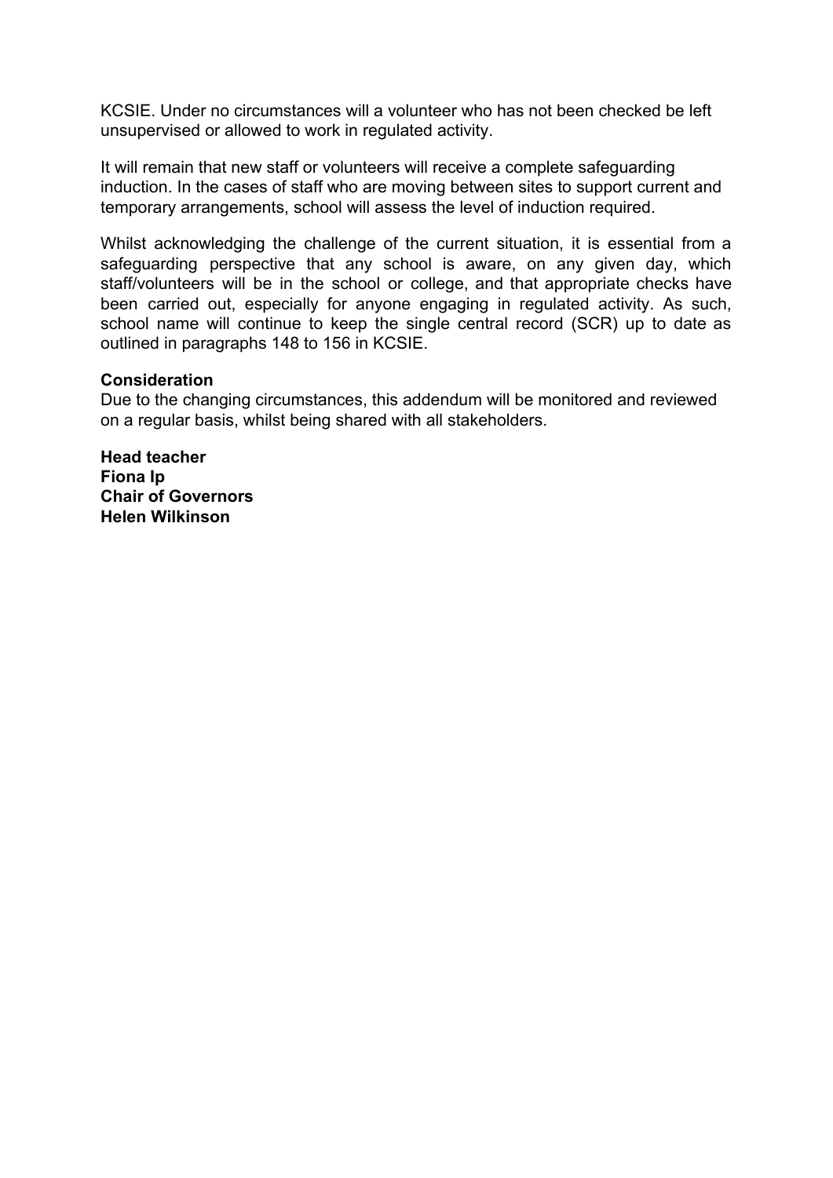KCSIE. Under no circumstances will a volunteer who has not been checked be left unsupervised or allowed to work in regulated activity.

It will remain that new staff or volunteers will receive a complete safeguarding induction. In the cases of staff who are moving between sites to support current and temporary arrangements, school will assess the level of induction required.

Whilst acknowledging the challenge of the current situation, it is essential from a safeguarding perspective that any school is aware, on any given day, which staff/volunteers will be in the school or college, and that appropriate checks have been carried out, especially for anyone engaging in regulated activity. As such, school name will continue to keep the single central record (SCR) up to date as outlined in paragraphs 148 to 156 in KCSIE.

**Consideration**

Due to the changing circumstances, this addendum will be monitored and reviewed on a regular basis, whilst being shared with all stakeholders.

**Head teacher**
**Fiona Ip**
**Chair of Governors**
**Helen Wilkinson**